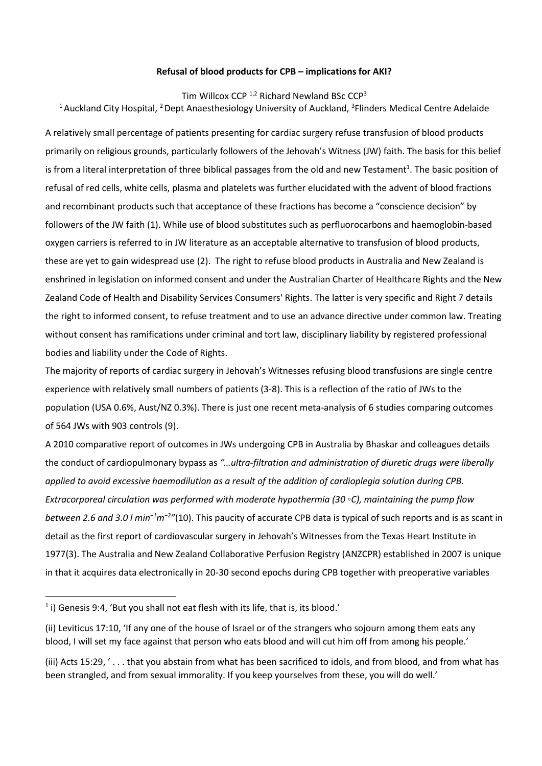**Refusal of blood products for CPB – implications for AKI?**

Tim Willcox CCP [1,2] Richard Newland BSc CCP[3]

[1] Auckland City Hospital, [2] Dept Anaesthesiology University of Auckland, [3]Flinders Medical Centre Adelaide

A relatively small percentage of patients presenting for cardiac surgery refuse transfusion of blood products primarily on religious grounds, particularly followers of the Jehovah's Witness (JW) faith. The basis for this belief is from a literal interpretation of three biblical passages from the old and new Testament[1]. The basic position of refusal of red cells, white cells, plasma and platelets was further elucidated with the advent of blood fractions and recombinant products such that acceptance of these fractions has become a "conscience decision" by followers of the JW faith (1). While use of blood substitutes such as perfluorocarbons and haemoglobin-based oxygen carriers is referred to in JW literature as an acceptable alternative to transfusion of blood products, these are yet to gain widespread use (2). The right to refuse blood products in Australia and New Zealand is enshrined in legislation on informed consent and under the Australian Charter of Healthcare Rights and the New Zealand Code of Health and Disability Services Consumers' Rights. The latter is very specific and Right 7 details the right to informed consent, to refuse treatment and to use an advance directive under common law. Treating without consent has ramifications under criminal and tort law, disciplinary liability by registered professional bodies and liability under the Code of Rights.

The majority of reports of cardiac surgery in Jehovah's Witnesses refusing blood transfusions are single centre experience with relatively small numbers of patients (3-8). This is a reflection of the ratio of JWs to the population (USA 0.6%, Aust/NZ 0.3%). There is just one recent meta-analysis of 6 studies comparing outcomes of 564 JWs with 903 controls (9).

A 2010 comparative report of outcomes in JWs undergoing CPB in Australia by Bhaskar and colleagues details the conduct of cardiopulmonary bypass as *"…ultra-filtration and administration of diuretic drugs were liberally applied to avoid excessive haemodilution as a result of the addition of cardioplegia solution during CPB. Extracorporeal circulation was performed with moderate hypothermia (30 ◦C), maintaining the pump flow between 2.6 and 3.0 l $min^{-1}m^{-2}$"*(10). This paucity of accurate CPB data is typical of such reports and is as scant in detail as the first report of cardiovascular surgery in Jehovah's Witnesses from the Texas Heart Institute in 1977(3). The Australia and New Zealand Collaborative Perfusion Registry (ANZCPR) established in 2007 is unique in that it acquires data electronically in 20-30 second epochs during CPB together with preoperative variables

---

[1] i) Genesis 9:4, 'But you shall not eat flesh with its life, that is, its blood.'

(ii) Leviticus 17:10, 'If any one of the house of Israel or of the strangers who sojourn among them eats any blood, I will set my face against that person who eats blood and will cut him off from among his people.'

(iii) Acts 15:29, ' . . . that you abstain from what has been sacrificed to idols, and from blood, and from what has been strangled, and from sexual immorality. If you keep yourselves from these, you will do well.'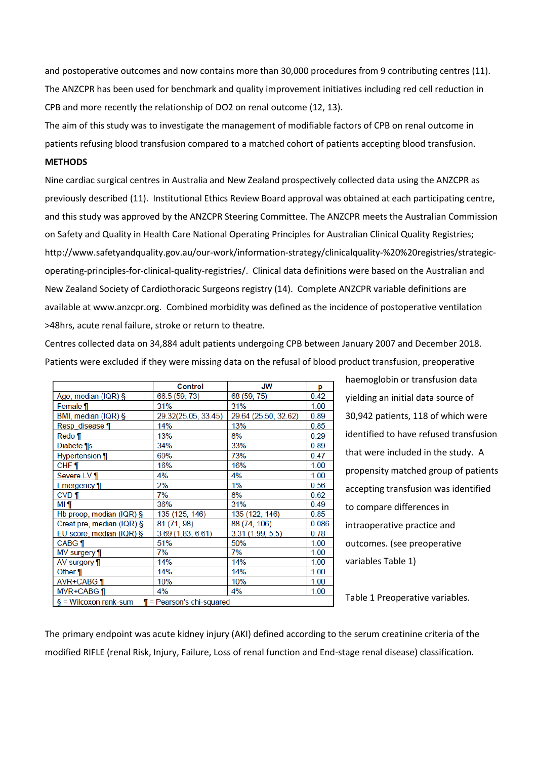and postoperative outcomes and now contains more than 30,000 procedures from 9 contributing centres (11). The ANZCPR has been used for benchmark and quality improvement initiatives including red cell reduction in CPB and more recently the relationship of DO2 on renal outcome (12, 13).

The aim of this study was to investigate the management of modifiable factors of CPB on renal outcome in patients refusing blood transfusion compared to a matched cohort of patients accepting blood transfusion.

**METHODS**

Nine cardiac surgical centres in Australia and New Zealand prospectively collected data using the ANZCPR as previously described (11). Institutional Ethics Review Board approval was obtained at each participating centre, and this study was approved by the ANZCPR Steering Committee. The ANZCPR meets the Australian Commission on Safety and Quality in Health Care National Operating Principles for Australian Clinical Quality Registries; http://www.safetyandquality.gov.au/our-work/information-strategy/clinicalquality-%20%20registries/strategic-operating-principles-for-clinical-quality-registries/. Clinical data definitions were based on the Australian and New Zealand Society of Cardiothoracic Surgeons registry (14). Complete ANZCPR variable definitions are available at www.anzcpr.org. Combined morbidity was defined as the incidence of postoperative ventilation >48hrs, acute renal failure, stroke or return to theatre.

Centres collected data on 34,884 adult patients undergoing CPB between January 2007 and December 2018. Patients were excluded if they were missing data on the refusal of blood product transfusion, preoperative haemoglobin or transfusion data yielding an initial data source of 30,942 patients, 118 of which were identified to have refused transfusion that were included in the study. A propensity matched group of patients accepting transfusion was identified to compare differences in intraoperative practice and outcomes. (see preoperative variables Table 1)

| | Control | JW | p |
|---|---|---|---|
| Age, median (IQR) § | 66.5 (59, 73) | 68 (59, 75) | 0.42 |
| Female ¶ | 31% | 31% | 1.00 |
| BMI, median (IQR) § | 29.32(25.05, 33.45) | 29.64 (25.50, 32.62) | 0.89 |
| Resp_disease ¶ | 14% | 13% | 0.85 |
| Redo ¶ | 13% | 8% | 0.29 |
| Diabete ¶s | 34% | 33% | 0.89 |
| Hypertension ¶ | 69% | 73% | 0.47 |
| CHF ¶ | 16% | 16% | 1.00 |
| Severe LV ¶ | 4% | 4% | 1.00 |
| Emergency ¶ | 2% | 1% | 0.56 |
| CVD ¶ | 7% | 8% | 0.62 |
| MI ¶ | 36% | 31% | 0.49 |
| Hb preop, median (IQR) § | 135 (125, 146) | 135 (122, 146) | 0.85 |
| Creat pre, median (IQR) § | 81 (71, 98) | 88 (74, 106) | 0.086 |
| EU score, median (IQR) § | 3.69 (1.83, 6.61) | 3.31 (1.99, 5.5) | 0.78 |
| CABG ¶ | 51% | 50% | 1.00 |
| MV surgery ¶ | 7% | 7% | 1.00 |
| AV surgery ¶ | 14% | 14% | 1.00 |
| Other ¶ | 14% | 14% | 1.00 |
| AVR+CABG ¶ | 10% | 10% | 1.00 |
| MVR+CABG ¶ | 4% | 4% | 1.00 |
| § = Wilcoxon rank-sum ¶ = Pearson's chi-squared | | | |

Table 1 Preoperative variables.

The primary endpoint was acute kidney injury (AKI) defined according to the serum creatinine criteria of the modified RIFLE (renal Risk, Injury, Failure, Loss of renal function and End-stage renal disease) classification.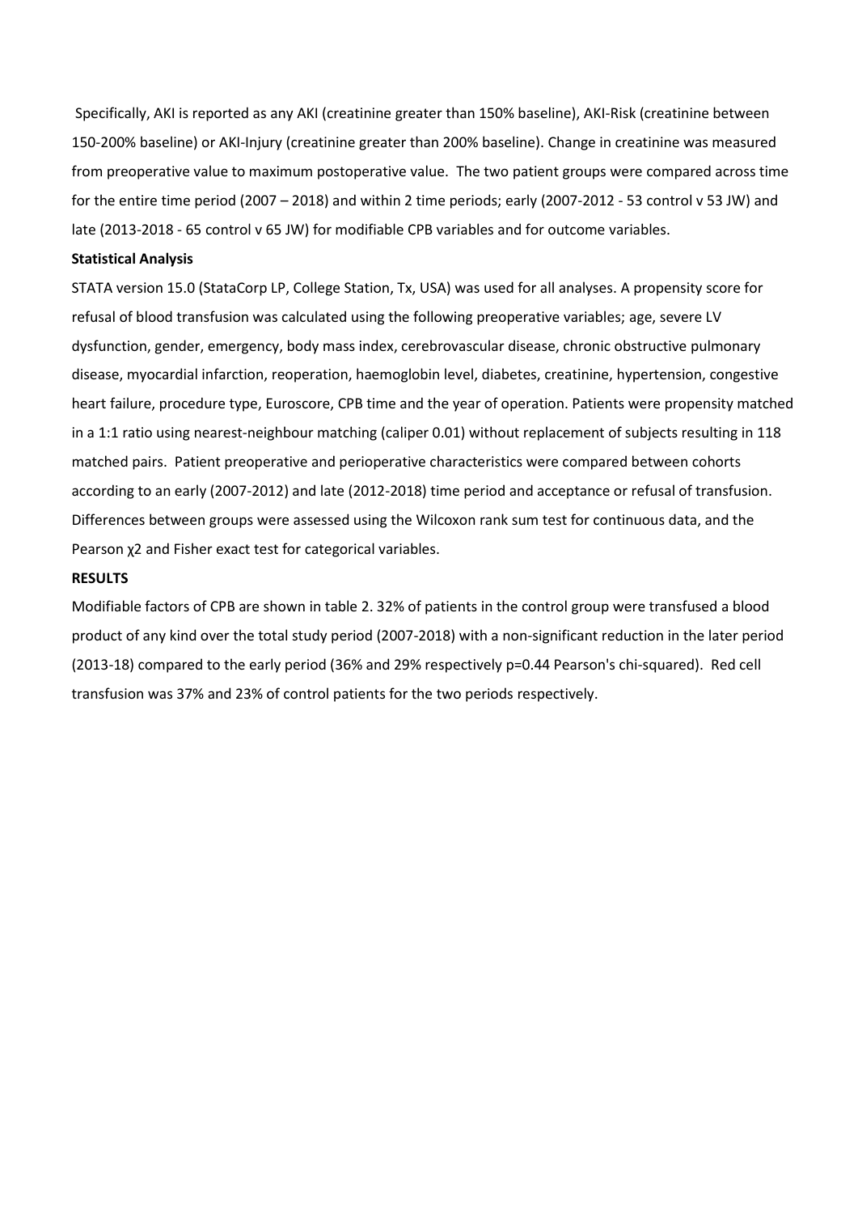Specifically, AKI is reported as any AKI (creatinine greater than 150% baseline), AKI-Risk (creatinine between 150-200% baseline) or AKI-Injury (creatinine greater than 200% baseline). Change in creatinine was measured from preoperative value to maximum postoperative value. The two patient groups were compared across time for the entire time period (2007 – 2018) and within 2 time periods; early (2007-2012 - 53 control v 53 JW) and late (2013-2018 - 65 control v 65 JW) for modifiable CPB variables and for outcome variables.

**Statistical Analysis**

STATA version 15.0 (StataCorp LP, College Station, Tx, USA) was used for all analyses. A propensity score for refusal of blood transfusion was calculated using the following preoperative variables; age, severe LV dysfunction, gender, emergency, body mass index, cerebrovascular disease, chronic obstructive pulmonary disease, myocardial infarction, reoperation, haemoglobin level, diabetes, creatinine, hypertension, congestive heart failure, procedure type, Euroscore, CPB time and the year of operation. Patients were propensity matched in a 1:1 ratio using nearest-neighbour matching (caliper 0.01) without replacement of subjects resulting in 118 matched pairs. Patient preoperative and perioperative characteristics were compared between cohorts according to an early (2007-2012) and late (2012-2018) time period and acceptance or refusal of transfusion. Differences between groups were assessed using the Wilcoxon rank sum test for continuous data, and the Pearson $\chi 2$ and Fisher exact test for categorical variables.

**RESULTS**

Modifiable factors of CPB are shown in table 2. 32% of patients in the control group were transfused a blood product of any kind over the total study period (2007-2018) with a non-significant reduction in the later period (2013-18) compared to the early period (36% and 29% respectively p=0.44 Pearson's chi-squared). Red cell transfusion was 37% and 23% of control patients for the two periods respectively.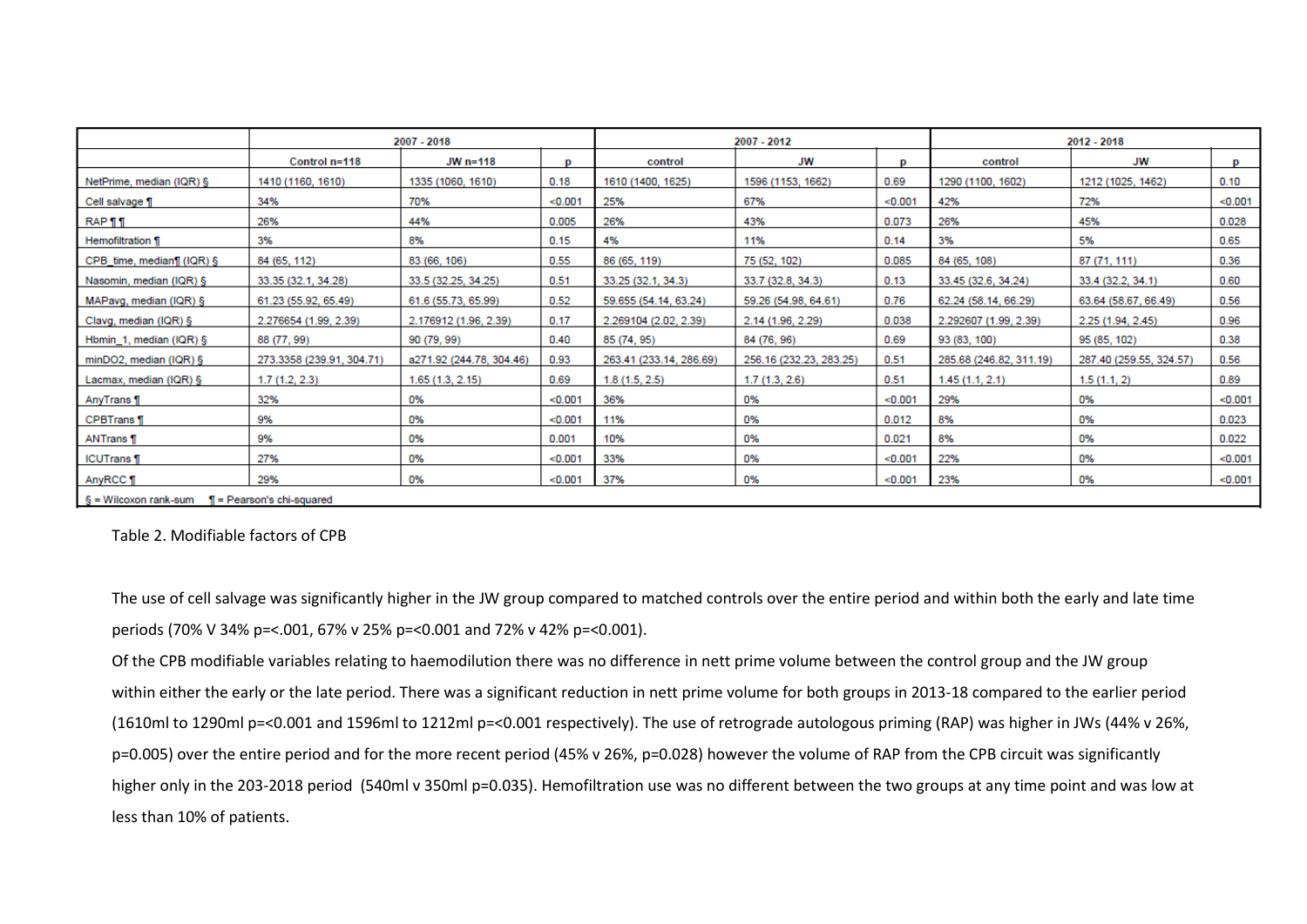| | 2007 - 2018 | | | 2007 - 2012 | | | 2012 - 2018 | | |
|---|---|---|---|---|---|---|---|---|---|
| | Control n=118 | JW n=118 | p | control | JW | p | control | JW | p |
| NetPrime, median (IQR) § | 1410 (1160, 1610) | 1335 (1060, 1610) | 0.18 | 1610 (1400, 1625) | 1596 (1153, 1662) | 0.69 | 1290 (1100, 1602) | 1212 (1025, 1462) | 0.10 |
| Cell salvage ¶ | 34% | 70% | <0.001 | 25% | 67% | <0.001 | 42% | 72% | <0.001 |
| RAP ¶ ¶ | 26% | 44% | 0.005 | 26% | 43% | 0.073 | 26% | 45% | 0.028 |
| Hemofiltration ¶ | 3% | 8% | 0.15 | 4% | 11% | 0.14 | 3% | 5% | 0.65 |
| CPB_time, median¶ (IQR) § | 84 (65, 112) | 83 (66, 106) | 0.55 | 86 (65, 119) | 75 (52, 102) | 0.085 | 84 (65, 108) | 87 (71, 111) | 0.36 |
| Nasomin, median (IQR) § | 33.35 (32.1, 34.28) | 33.5 (32.25, 34.25) | 0.51 | 33.25 (32.1, 34.3) | 33.7 (32.8, 34.3) | 0.13 | 33.45 (32.6, 34.24) | 33.4 (32.2, 34.1) | 0.60 |
| MAPavg, median (IQR) § | 61.23 (55.92, 65.49) | 61.6 (55.73, 65.99) | 0.52 | 59.655 (54.14, 63.24) | 59.26 (54.98, 64.61) | 0.76 | 62.24 (58.14, 66.29) | 63.64 (58.67, 66.49) | 0.56 |
| Clavg, median (IQR) § | 2.276654 (1.99, 2.39) | 2.176912 (1.96, 2.39) | 0.17 | 2.269104 (2.02, 2.39) | 2.14 (1.96, 2.29) | 0.038 | 2.292607 (1.99, 2.39) | 2.25 (1.94, 2.45) | 0.96 |
| Hbmin_1, median (IQR) § | 88 (77, 99) | 90 (79, 99) | 0.40 | 85 (74, 95) | 84 (76, 96) | 0.69 | 93 (83, 100) | 95 (85, 102) | 0.38 |
| minDO2, median (IQR) § | 273.3358 (239.91, 304.71) | a271.92 (244.78, 304.46) | 0.93 | 263.41 (233.14, 286.69) | 256.16 (232.23, 283.25) | 0.51 | 285.68 (246.82, 311.19) | 287.40 (259.55, 324.57) | 0.56 |
| Lacmax, median (IQR) § | 1.7 (1.2, 2.3) | 1.65 (1.3, 2.15) | 0.69 | 1.8 (1.5, 2.5) | 1.7 (1.3, 2.6) | 0.51 | 1.45 (1.1, 2.1) | 1.5 (1.1, 2) | 0.89 |
| AnyTrans ¶ | 32% | 0% | <0.001 | 36% | 0% | <0.001 | 29% | 0% | <0.001 |
| CPBTrans ¶ | 9% | 0% | <0.001 | 11% | 0% | 0.012 | 8% | 0% | 0.023 |
| ANTrans ¶ | 9% | 0% | 0.001 | 10% | 0% | 0.021 | 8% | 0% | 0.022 |
| ICUTrans ¶ | 27% | 0% | <0.001 | 33% | 0% | <0.001 | 22% | 0% | <0.001 |
| AnyRCC ¶ | 29% | 0% | <0.001 | 37% | 0% | <0.001 | 23% | 0% | <0.001 |

§ = Wilcoxon rank-sum ¶ = Pearson's chi-squared

Table 2. Modifiable factors of CPB

The use of cell salvage was significantly higher in the JW group compared to matched controls over the entire period and within both the early and late time periods (70% V 34% p=<.001, 67% v 25% p=<0.001 and 72% v 42% p=<0.001).

Of the CPB modifiable variables relating to haemodilution there was no difference in nett prime volume between the control group and the JW group within either the early or the late period. There was a significant reduction in nett prime volume for both groups in 2013-18 compared to the earlier period (1610ml to 1290ml p=<0.001 and 1596ml to 1212ml p=<0.001 respectively). The use of retrograde autologous priming (RAP) was higher in JWs (44% v 26%, p=0.005) over the entire period and for the more recent period (45% v 26%, p=0.028) however the volume of RAP from the CPB circuit was significantly higher only in the 203-2018 period (540ml v 350ml p=0.035). Hemofiltration use was no different between the two groups at any time point and was low at less than 10% of patients.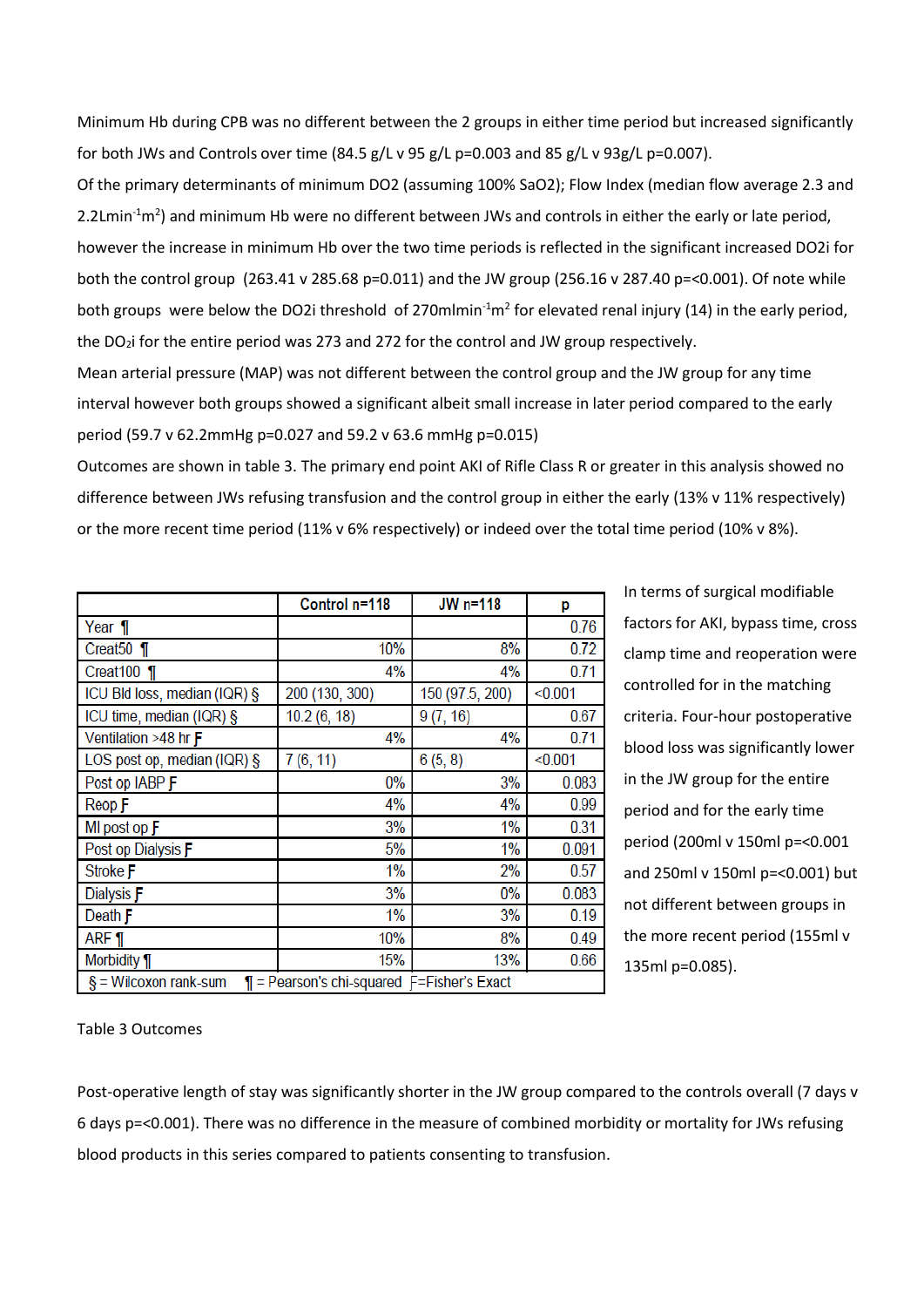Minimum Hb during CPB was no different between the 2 groups in either time period but increased significantly for both JWs and Controls over time (84.5 g/L v 95 g/L p=0.003 and 85 g/L v 93g/L p=0.007).

Of the primary determinants of minimum DO2 (assuming 100% SaO2); Flow Index (median flow average 2.3 and 2.2Lmin$^{-1}$m$^{2}$) and minimum Hb were no different between JWs and controls in either the early or late period, however the increase in minimum Hb over the two time periods is reflected in the significant increased DO2i for both the control group (263.41 v 285.68 p=0.011) and the JW group (256.16 v 287.40 p=<0.001). Of note while both groups were below the DO2i threshold of 270mlmin$^{-1}$m$^{2}$ for elevated renal injury (14) in the early period, the $DO_2i$ for the entire period was 273 and 272 for the control and JW group respectively.

Mean arterial pressure (MAP) was not different between the control group and the JW group for any time interval however both groups showed a significant albeit small increase in later period compared to the early period (59.7 v 62.2mmHg p=0.027 and 59.2 v 63.6 mmHg p=0.015)

Outcomes are shown in table 3. The primary end point AKI of Rifle Class R or greater in this analysis showed no difference between JWs refusing transfusion and the control group in either the early (13% v 11% respectively) or the more recent time period (11% v 6% respectively) or indeed over the total time period (10% v 8%).

| | Control n=118 | JW n=118 | p |
|---|---|---|---|
| Year ¶ | | | 0.76 |
| Creat50 ¶ | 10% | 8% | 0.72 |
| Creat100 ¶ | 4% | 4% | 0.71 |
| ICU Bld loss, median (IQR) § | 200 (130, 300) | 150 (97.5, 200) | <0.001 |
| ICU time, median (IQR) § | 10.2 (6, 18) | 9 (7, 16) | 0.67 |
| Ventilation >48 hr Ƒ | 4% | 4% | 0.71 |
| LOS post op, median (IQR) § | 7 (6, 11) | 6 (5, 8) | <0.001 |
| Post op IABP Ƒ | 0% | 3% | 0.083 |
| Reop Ƒ | 4% | 4% | 0.99 |
| MI post op Ƒ | 3% | 1% | 0.31 |
| Post op Dialysis Ƒ | 5% | 1% | 0.091 |
| Stroke Ƒ | 1% | 2% | 0.57 |
| Dialysis Ƒ | 3% | 0% | 0.083 |
| Death Ƒ | 1% | 3% | 0.19 |
| ARF ¶ | 10% | 8% | 0.49 |
| Morbidity ¶ | 15% | 13% | 0.66 |

§ = Wilcoxon rank-sum ¶ = Pearson's chi-squared Ƒ=Fisher's Exact

Table 3 Outcomes

In terms of surgical modifiable factors for AKI, bypass time, cross clamp time and reoperation were controlled for in the matching criteria. Four-hour postoperative blood loss was significantly lower in the JW group for the entire period and for the early time period (200ml v 150ml p=<0.001 and 250ml v 150ml p=<0.001) but not different between groups in the more recent period (155ml v 135ml p=0.085).

Post-operative length of stay was significantly shorter in the JW group compared to the controls overall (7 days v 6 days p=<0.001). There was no difference in the measure of combined morbidity or mortality for JWs refusing blood products in this series compared to patients consenting to transfusion.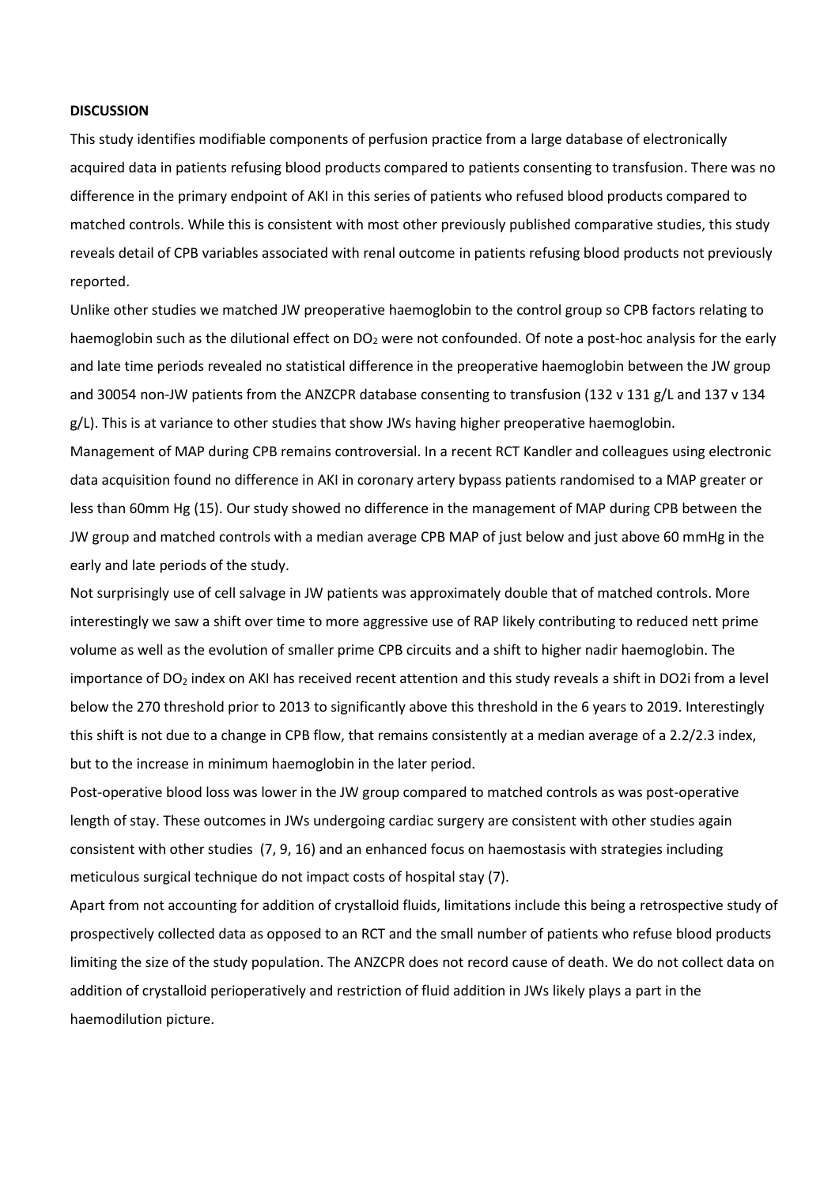**DISCUSSION**

This study identifies modifiable components of perfusion practice from a large database of electronically acquired data in patients refusing blood products compared to patients consenting to transfusion. There was no difference in the primary endpoint of AKI in this series of patients who refused blood products compared to matched controls. While this is consistent with most other previously published comparative studies, this study reveals detail of CPB variables associated with renal outcome in patients refusing blood products not previously reported.

Unlike other studies we matched JW preoperative haemoglobin to the control group so CPB factors relating to haemoglobin such as the dilutional effect on $DO_2$ were not confounded. Of note a post-hoc analysis for the early and late time periods revealed no statistical difference in the preoperative haemoglobin between the JW group and 30054 non-JW patients from the ANZCPR database consenting to transfusion (132 v 131 g/L and 137 v 134 g/L). This is at variance to other studies that show JWs having higher preoperative haemoglobin.

Management of MAP during CPB remains controversial. In a recent RCT Kandler and colleagues using electronic data acquisition found no difference in AKI in coronary artery bypass patients randomised to a MAP greater or less than 60mm Hg (15). Our study showed no difference in the management of MAP during CPB between the JW group and matched controls with a median average CPB MAP of just below and just above 60 mmHg in the early and late periods of the study.

Not surprisingly use of cell salvage in JW patients was approximately double that of matched controls. More interestingly we saw a shift over time to more aggressive use of RAP likely contributing to reduced nett prime volume as well as the evolution of smaller prime CPB circuits and a shift to higher nadir haemoglobin. The importance of $DO_2$ index on AKI has received recent attention and this study reveals a shift in DO2i from a level below the 270 threshold prior to 2013 to significantly above this threshold in the 6 years to 2019. Interestingly this shift is not due to a change in CPB flow, that remains consistently at a median average of a 2.2/2.3 index, but to the increase in minimum haemoglobin in the later period.

Post-operative blood loss was lower in the JW group compared to matched controls as was post-operative length of stay. These outcomes in JWs undergoing cardiac surgery are consistent with other studies again consistent with other studies (7, 9, 16) and an enhanced focus on haemostasis with strategies including meticulous surgical technique do not impact costs of hospital stay (7).

Apart from not accounting for addition of crystalloid fluids, limitations include this being a retrospective study of prospectively collected data as opposed to an RCT and the small number of patients who refuse blood products limiting the size of the study population. The ANZCPR does not record cause of death. We do not collect data on addition of crystalloid perioperatively and restriction of fluid addition in JWs likely plays a part in the haemodilution picture.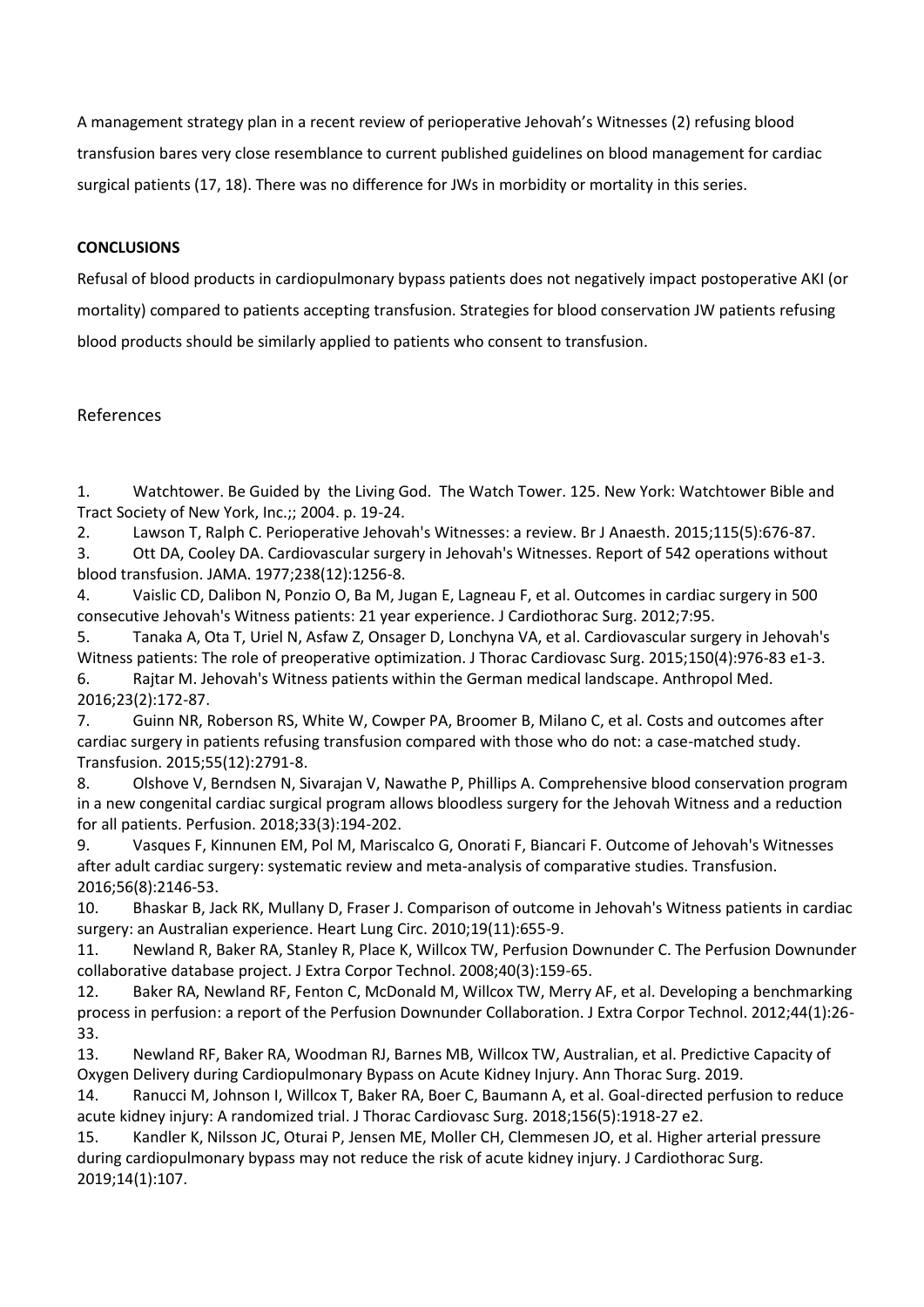A management strategy plan in a recent review of perioperative Jehovah's Witnesses (2) refusing blood transfusion bares very close resemblance to current published guidelines on blood management for cardiac surgical patients (17, 18). There was no difference for JWs in morbidity or mortality in this series.

## CONCLUSIONS

Refusal of blood products in cardiopulmonary bypass patients does not negatively impact postoperative AKI (or mortality) compared to patients accepting transfusion. Strategies for blood conservation JW patients refusing blood products should be similarly applied to patients who consent to transfusion.

## References

1. Watchtower. Be Guided by the Living God. The Watch Tower. 125. New York: Watchtower Bible and Tract Society of New York, Inc.;; 2004. p. 19-24.
2. Lawson T, Ralph C. Perioperative Jehovah's Witnesses: a review. Br J Anaesth. 2015;115(5):676-87.
3. Ott DA, Cooley DA. Cardiovascular surgery in Jehovah's Witnesses. Report of 542 operations without blood transfusion. JAMA. 1977;238(12):1256-8.
4. Vaislic CD, Dalibon N, Ponzio O, Ba M, Jugan E, Lagneau F, et al. Outcomes in cardiac surgery in 500 consecutive Jehovah's Witness patients: 21 year experience. J Cardiothorac Surg. 2012;7:95.
5. Tanaka A, Ota T, Uriel N, Asfaw Z, Onsager D, Lonchyna VA, et al. Cardiovascular surgery in Jehovah's Witness patients: The role of preoperative optimization. J Thorac Cardiovasc Surg. 2015;150(4):976-83 e1-3.
6. Rajtar M. Jehovah's Witness patients within the German medical landscape. Anthropol Med. 2016;23(2):172-87.
7. Guinn NR, Roberson RS, White W, Cowper PA, Broomer B, Milano C, et al. Costs and outcomes after cardiac surgery in patients refusing transfusion compared with those who do not: a case-matched study. Transfusion. 2015;55(12):2791-8.
8. Olshove V, Berndsen N, Sivarajan V, Nawathe P, Phillips A. Comprehensive blood conservation program in a new congenital cardiac surgical program allows bloodless surgery for the Jehovah Witness and a reduction for all patients. Perfusion. 2018;33(3):194-202.
9. Vasques F, Kinnunen EM, Pol M, Mariscalco G, Onorati F, Biancari F. Outcome of Jehovah's Witnesses after adult cardiac surgery: systematic review and meta-analysis of comparative studies. Transfusion. 2016;56(8):2146-53.
10. Bhaskar B, Jack RK, Mullany D, Fraser J. Comparison of outcome in Jehovah's Witness patients in cardiac surgery: an Australian experience. Heart Lung Circ. 2010;19(11):655-9.
11. Newland R, Baker RA, Stanley R, Place K, Willcox TW, Perfusion Downunder C. The Perfusion Downunder collaborative database project. J Extra Corpor Technol. 2008;40(3):159-65.
12. Baker RA, Newland RF, Fenton C, McDonald M, Willcox TW, Merry AF, et al. Developing a benchmarking process in perfusion: a report of the Perfusion Downunder Collaboration. J Extra Corpor Technol. 2012;44(1):26-33.
13. Newland RF, Baker RA, Woodman RJ, Barnes MB, Willcox TW, Australian, et al. Predictive Capacity of Oxygen Delivery during Cardiopulmonary Bypass on Acute Kidney Injury. Ann Thorac Surg. 2019.
14. Ranucci M, Johnson I, Willcox T, Baker RA, Boer C, Baumann A, et al. Goal-directed perfusion to reduce acute kidney injury: A randomized trial. J Thorac Cardiovasc Surg. 2018;156(5):1918-27 e2.
15. Kandler K, Nilsson JC, Oturai P, Jensen ME, Moller CH, Clemmesen JO, et al. Higher arterial pressure during cardiopulmonary bypass may not reduce the risk of acute kidney injury. J Cardiothorac Surg. 2019;14(1):107.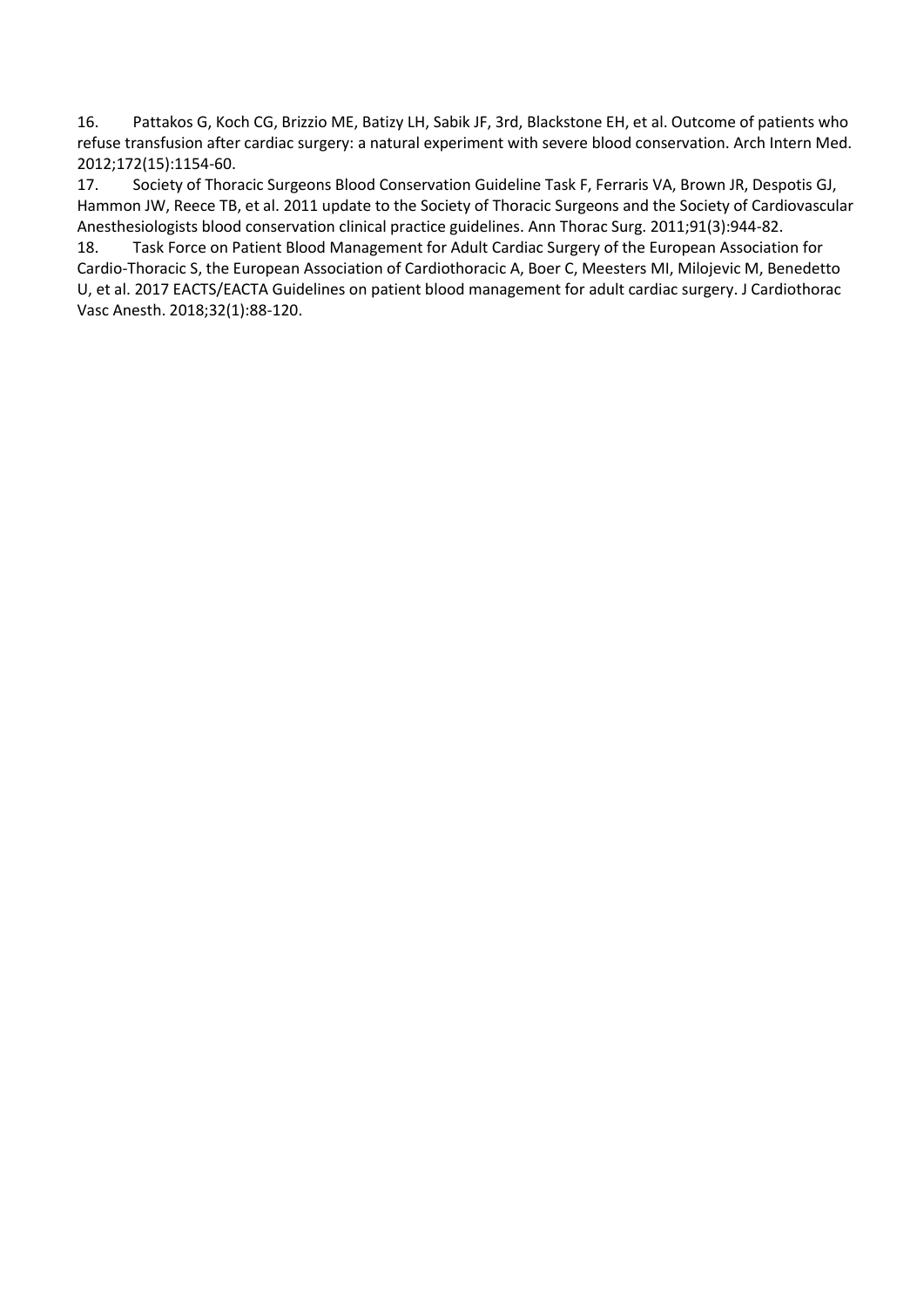16. Pattakos G, Koch CG, Brizzio ME, Batizy LH, Sabik JF, 3rd, Blackstone EH, et al. Outcome of patients who refuse transfusion after cardiac surgery: a natural experiment with severe blood conservation. Arch Intern Med. 2012;172(15):1154-60.

17. Society of Thoracic Surgeons Blood Conservation Guideline Task F, Ferraris VA, Brown JR, Despotis GJ, Hammon JW, Reece TB, et al. 2011 update to the Society of Thoracic Surgeons and the Society of Cardiovascular Anesthesiologists blood conservation clinical practice guidelines. Ann Thorac Surg. 2011;91(3):944-82.

18. Task Force on Patient Blood Management for Adult Cardiac Surgery of the European Association for Cardio-Thoracic S, the European Association of Cardiothoracic A, Boer C, Meesters MI, Milojevic M, Benedetto U, et al. 2017 EACTS/EACTA Guidelines on patient blood management for adult cardiac surgery. J Cardiothorac Vasc Anesth. 2018;32(1):88-120.